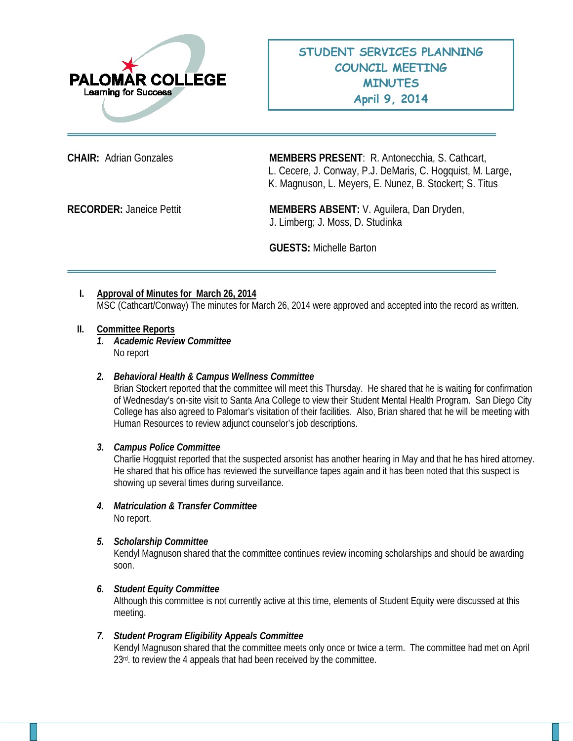PALOMAR COLLEGE
Learning for Success

# STUDENT SERVICES PLANNING COUNCIL MEETING MINUTES
## April 9, 2014

**CHAIR:** Adrian Gonzales

**MEMBERS PRESENT**: R. Antonecchia, S. Cathcart, L. Cecere, J. Conway, P.J. DeMaris, C. Hogquist, M. Large, K. Magnuson, L. Meyers, E. Nunez, B. Stockert; S. Titus

**RECORDER:** Janeice Pettit

**MEMBERS ABSENT:** V. Aguilera, Dan Dryden, J. Limberg; J. Moss, D. Studinka

**GUESTS:** Michelle Barton

---

I. **Approval of Minutes for March 26, 2014**
   MSC (Cathcart/Conway) The minutes for March 26, 2014 were approved and accepted into the record as written.

II. **Committee Reports**

   1. ***Academic Review Committee***
      No report

   2. ***Behavioral Health & Campus Wellness Committee***
      Brian Stockert reported that the committee will meet this Thursday. He shared that he is waiting for confirmation of Wednesday's on-site visit to Santa Ana College to view their Student Mental Health Program. San Diego City College has also agreed to Palomar's visitation of their facilities. Also, Brian shared that he will be meeting with Human Resources to review adjunct counselor's job descriptions.

   3. ***Campus Police Committee***
      Charlie Hogquist reported that the suspected arsonist has another hearing in May and that he has hired attorney. He shared that his office has reviewed the surveillance tapes again and it has been noted that this suspect is showing up several times during surveillance.

   4. ***Matriculation & Transfer Committee***
      No report.

   5. ***Scholarship Committee***
      Kendyl Magnuson shared that the committee continues review incoming scholarships and should be awarding soon.

   6. ***Student Equity Committee***
      Although this committee is not currently active at this time, elements of Student Equity were discussed at this meeting.

   7. ***Student Program Eligibility Appeals Committee***
      Kendyl Magnuson shared that the committee meets only once or twice a term. The committee had met on April 23rd. to review the 4 appeals that had been received by the committee.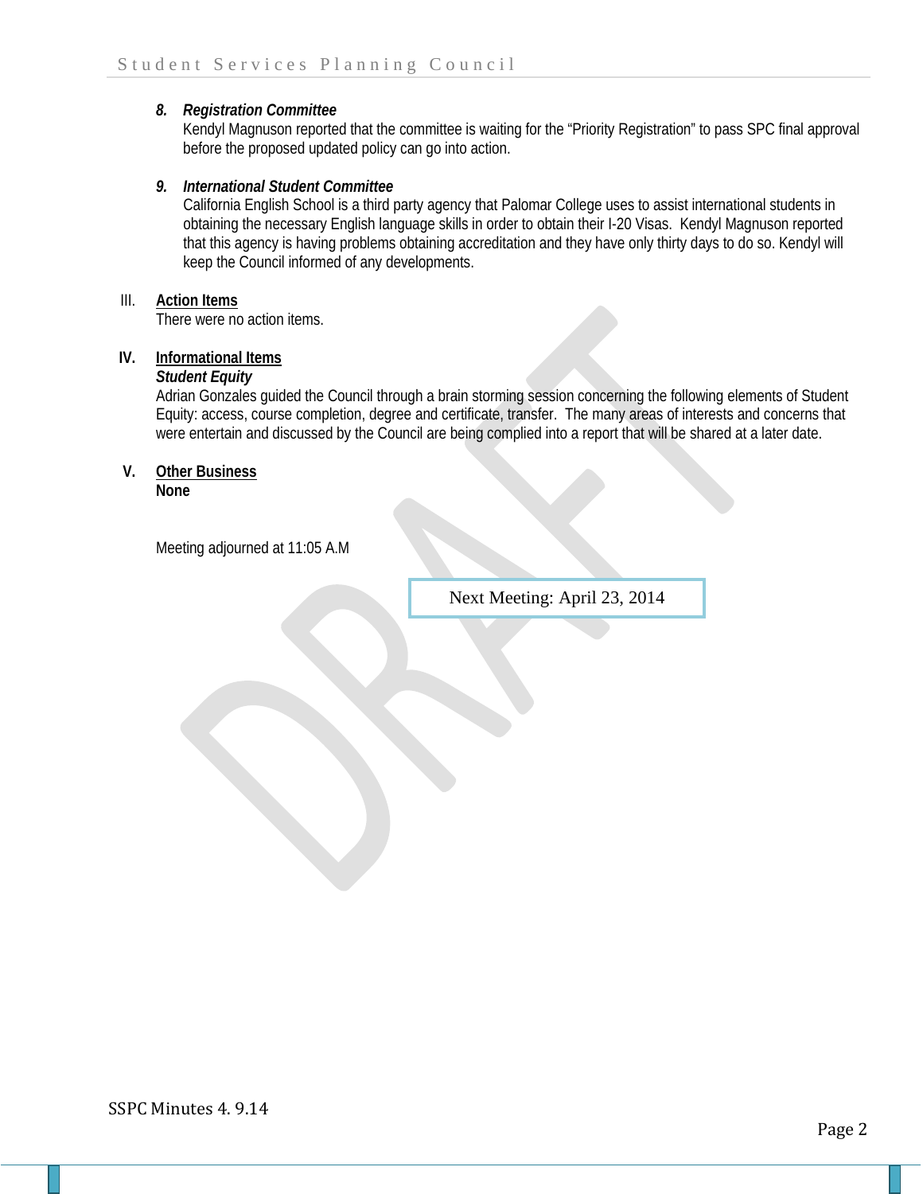8. ***Registration Committee***
   Kendyl Magnuson reported that the committee is waiting for the "Priority Registration" to pass SPC final approval before the proposed updated policy can go into action.

9. ***International Student Committee***
   California English School is a third party agency that Palomar College uses to assist international students in obtaining the necessary English language skills in order to obtain their I-20 Visas. Kendyl Magnuson reported that this agency is having problems obtaining accreditation and they have only thirty days to do so. Kendyl will keep the Council informed of any developments.

## III. Action Items

There were no action items.

## IV. Informational Items

***Student Equity***

Adrian Gonzales guided the Council through a brain storming session concerning the following elements of Student Equity: access, course completion, degree and certificate, transfer. The many areas of interests and concerns that were entertain and discussed by the Council are being complied into a report that will be shared at a later date.

## V. Other Business

**None**

Meeting adjourned at 11:05 A.M

Next Meeting: April 23, 2014

SSPC Minutes 4. 9.14